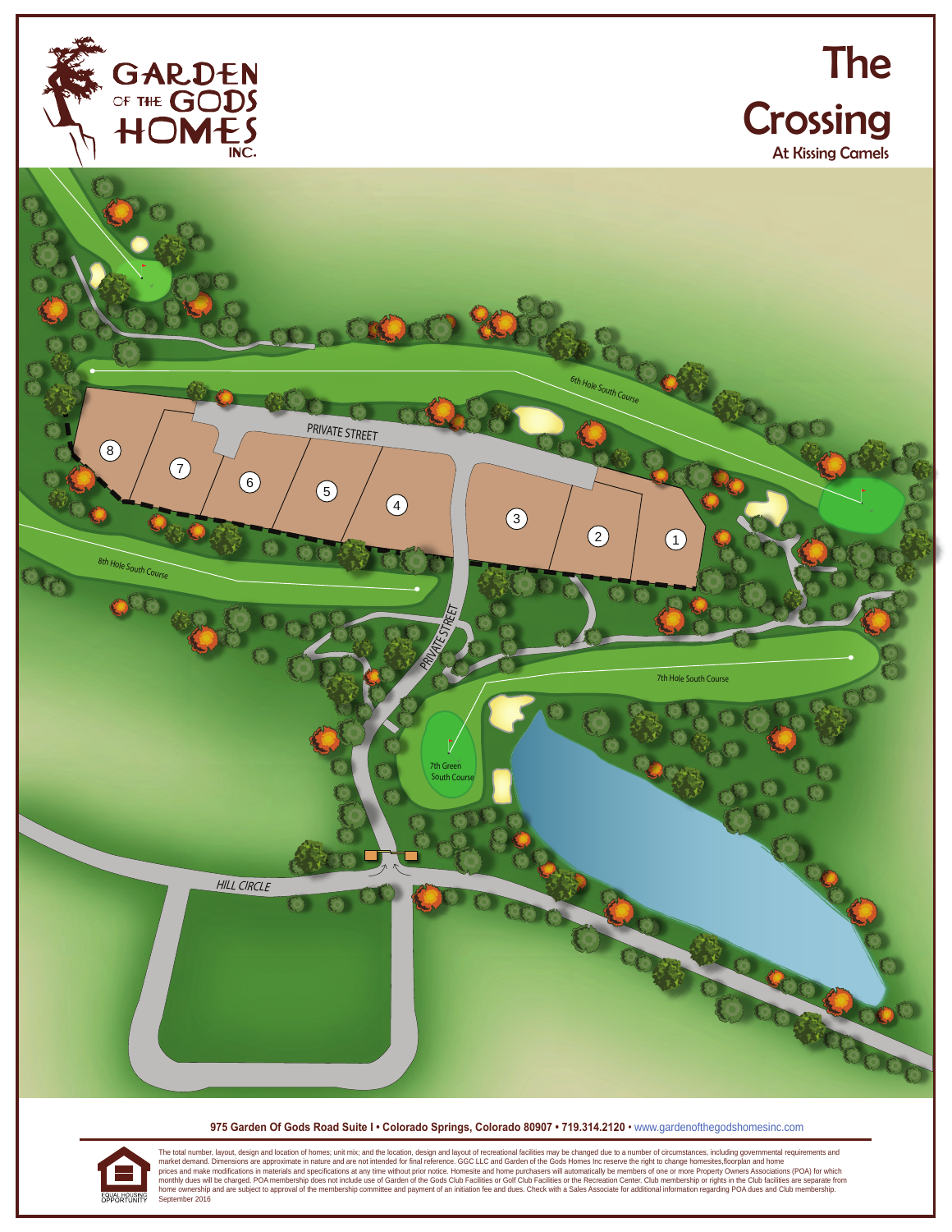GARDEN OF THE GODS HOMES INC.

# The Crossing

## At Kissing Camels

6th Hole South Course

PRIVATE STREET

8 7 6 5 4 3 2 1

8th Hole South Course

PRIVATE STREET

7th Hole South Course

7th Green South Course

HILL CIRCLE

**975 Garden Of Gods Road Suite I • Colorado Springs, Colorado 80907 • 719.314.2120** • www.gardenofthegodshomesinc.com

EQUAL HOUSING OPPORTUNITY

The total number, layout, design and location of homes; unit mix; and the location, design and layout of recreational facilities may be changed due to a number of circumstances, including governmental requirements and market demand. Dimensions are approximate in nature and are not intended for final reference. GGC LLC and Garden of the Gods Homes Inc reserve the right to change homesites,floorplan and home prices and make modifications in materials and specifications at any time without prior notice. Homesite and home purchasers will automatically be members of one or more Property Owners Associations (POA) for which monthly dues will be charged. POA membership does not include use of Garden of the Gods Club Facilities or Golf Club Facilities or the Recreation Center. Club membership or rights in the Club facilities are separate from home ownership and are subject to approval of the membership committee and payment of an initiation fee and dues. Check with a Sales Associate for additional information regarding POA dues and Club membership.
September 2016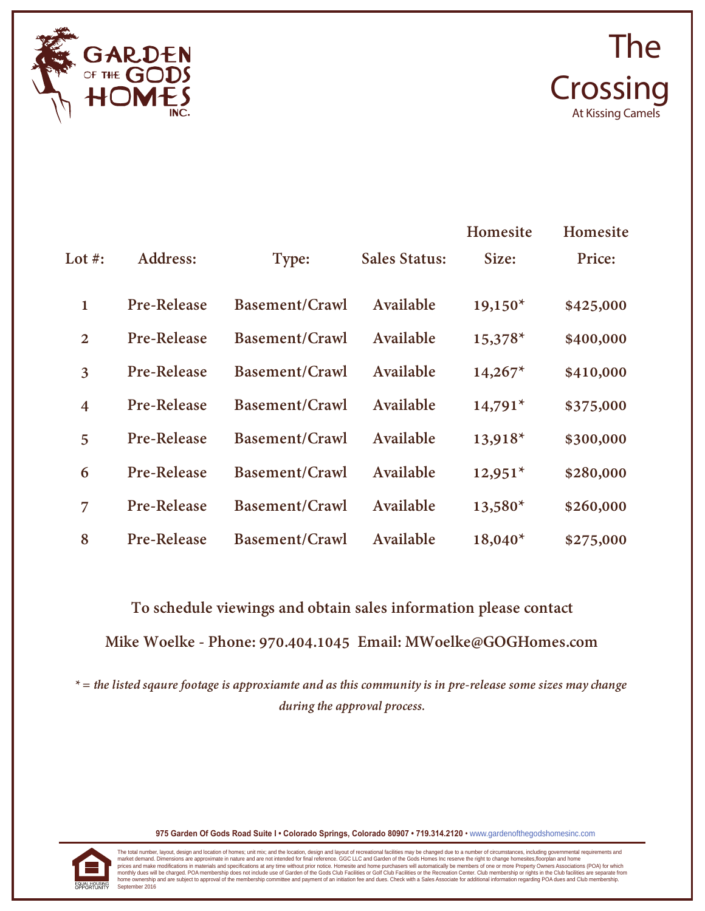# The Crossing

At Kissing Camels

GARDEN OF THE GODS HOMES INC.

| Lot #: | Address: | Type: | Sales Status: | Homesite Size: | Homesite Price: |
|---|---|---|---|---|---|
| 1 | Pre-Release | Basement/Crawl | Available | 19,150* | $425,000 |
| 2 | Pre-Release | Basement/Crawl | Available | 15,378* | $400,000 |
| 3 | Pre-Release | Basement/Crawl | Available | 14,267* | $410,000 |
| 4 | Pre-Release | Basement/Crawl | Available | 14,791* | $375,000 |
| 5 | Pre-Release | Basement/Crawl | Available | 13,918* | $300,000 |
| 6 | Pre-Release | Basement/Crawl | Available | 12,951* | $280,000 |
| 7 | Pre-Release | Basement/Crawl | Available | 13,580* | $260,000 |
| 8 | Pre-Release | Basement/Crawl | Available | 18,040* | $275,000 |

**To schedule viewings and obtain sales information please contact**

**Mike Woelke - Phone: 970.404.1045 Email: MWoelke@GOGHomes.com**

*\* = the listed sqaure footage is approxiamte and as this community is in pre-release some sizes may change during the approval process.*

**975 Garden Of Gods Road Suite I • Colorado Springs, Colorado 80907 • 719.314.2120** • www.gardenofthegodshomesinc.com

EQUAL HOUSING OPPORTUNITY

The total number, layout, design and location of homes; unit mix; and the location, design and layout of recreational facilities may be changed due to a number of circumstances, including governmental requirements and market demand. Dimensions are approximate in nature and are not intended for final reference. GGC LLC and Garden of the Gods Homes Inc reserve the right to change homesites,floorplan and home prices and make modifications in materials and specifications at any time without prior notice. Homesite and home purchasers will automatically be members of one or more Property Owners Associations (POA) for which monthly dues will be charged. POA membership does not include use of Garden of the Gods Club Facilities or Golf Club Facilities or the Recreation Center. Club membership or rights in the Club facilities are separate from home ownership and are subject to approval of the membership committee and payment of an initiation fee and dues. Check with a Sales Associate for additional information regarding POA dues and Club membership. September 2016